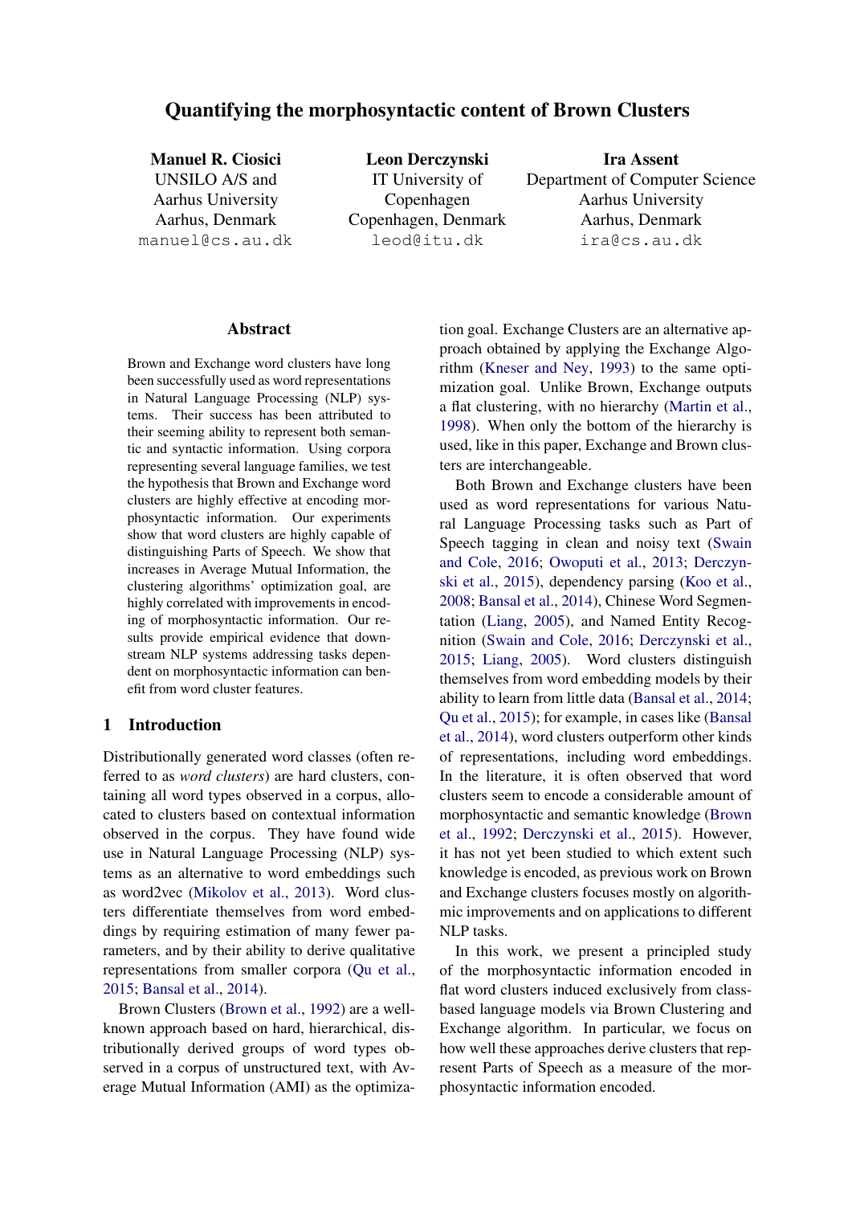# Quantifying the morphosyntactic content of Brown Clusters

**Manuel R. Ciosici**
UNSILO A/S and
Aarhus University
Aarhus, Denmark
manuel@cs.au.dk

**Leon Derczynski**
IT University of
Copenhagen
Copenhagen, Denmark
leod@itu.dk

**Ira Assent**
Department of Computer Science
Aarhus University
Aarhus, Denmark
ira@cs.au.dk

## Abstract

Brown and Exchange word clusters have long been successfully used as word representations in Natural Language Processing (NLP) systems. Their success has been attributed to their seeming ability to represent both semantic and syntactic information. Using corpora representing several language families, we test the hypothesis that Brown and Exchange word clusters are highly effective at encoding morphosyntactic information. Our experiments show that word clusters are highly capable of distinguishing Parts of Speech. We show that increases in Average Mutual Information, the clustering algorithms' optimization goal, are highly correlated with improvements in encoding of morphosyntactic information. Our results provide empirical evidence that downstream NLP systems addressing tasks dependent on morphosyntactic information can benefit from word cluster features.

## 1 Introduction

Distributionally generated word classes (often referred to as *word clusters*) are hard clusters, containing all word types observed in a corpus, allocated to clusters based on contextual information observed in the corpus. They have found wide use in Natural Language Processing (NLP) systems as an alternative to word embeddings such as word2vec (Mikolov et al., 2013). Word clusters differentiate themselves from word embeddings by requiring estimation of many fewer parameters, and by their ability to derive qualitative representations from smaller corpora (Qu et al., 2015; Bansal et al., 2014).

Brown Clusters (Brown et al., 1992) are a well-known approach based on hard, hierarchical, distributionally derived groups of word types observed in a corpus of unstructured text, with Average Mutual Information (AMI) as the optimization goal. Exchange Clusters are an alternative approach obtained by applying the Exchange Algorithm (Kneser and Ney, 1993) to the same optimization goal. Unlike Brown, Exchange outputs a flat clustering, with no hierarchy (Martin et al., 1998). When only the bottom of the hierarchy is used, like in this paper, Exchange and Brown clusters are interchangeable.

Both Brown and Exchange clusters have been used as word representations for various Natural Language Processing tasks such as Part of Speech tagging in clean and noisy text (Swain and Cole, 2016; Owoputi et al., 2013; Derczynski et al., 2015), dependency parsing (Koo et al., 2008; Bansal et al., 2014), Chinese Word Segmentation (Liang, 2005), and Named Entity Recognition (Swain and Cole, 2016; Derczynski et al., 2015; Liang, 2005). Word clusters distinguish themselves from word embedding models by their ability to learn from little data (Bansal et al., 2014; Qu et al., 2015); for example, in cases like (Bansal et al., 2014), word clusters outperform other kinds of representations, including word embeddings. In the literature, it is often observed that word clusters seem to encode a considerable amount of morphosyntactic and semantic knowledge (Brown et al., 1992; Derczynski et al., 2015). However, it has not yet been studied to which extent such knowledge is encoded, as previous work on Brown and Exchange clusters focuses mostly on algorithmic improvements and on applications to different NLP tasks.

In this work, we present a principled study of the morphosyntactic information encoded in flat word clusters induced exclusively from class-based language models via Brown Clustering and Exchange algorithm. In particular, we focus on how well these approaches derive clusters that represent Parts of Speech as a measure of the morphosyntactic information encoded.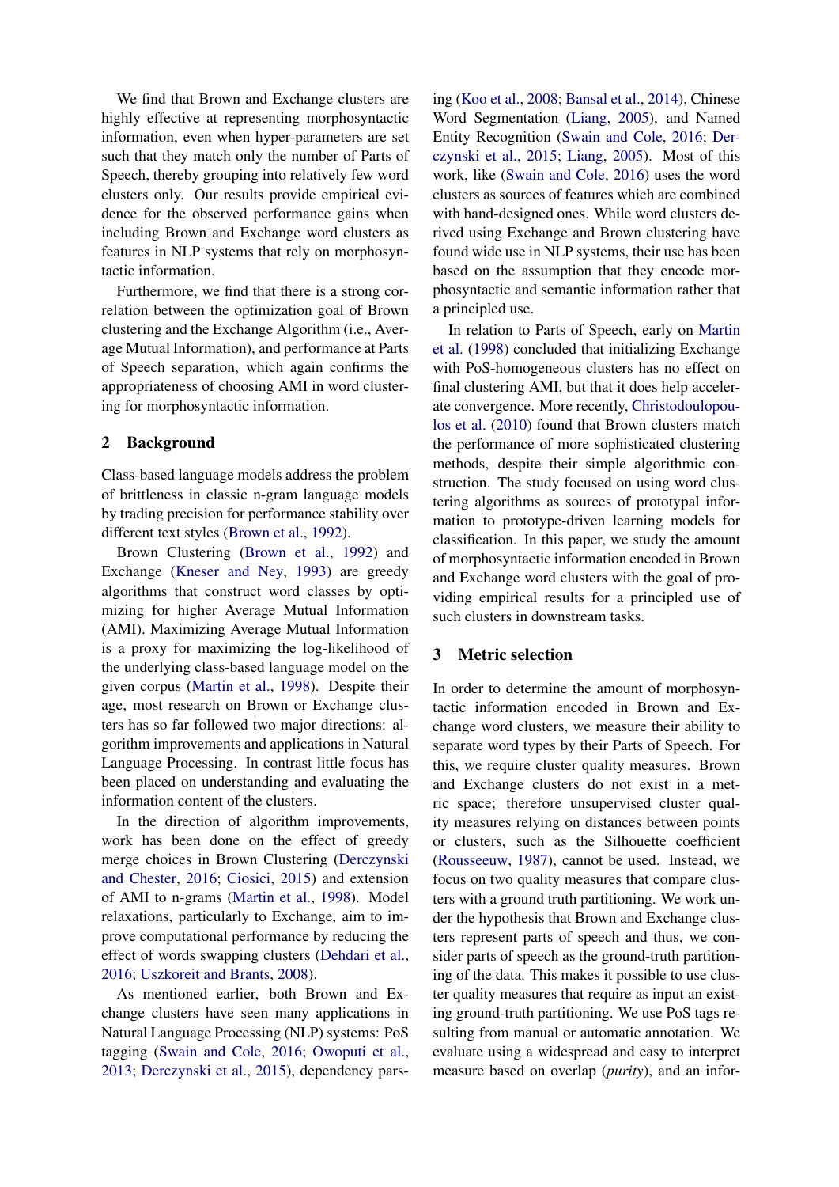We find that Brown and Exchange clusters are highly effective at representing morphosyntactic information, even when hyper-parameters are set such that they match only the number of Parts of Speech, thereby grouping into relatively few word clusters only. Our results provide empirical evidence for the observed performance gains when including Brown and Exchange word clusters as features in NLP systems that rely on morphosyntactic information.

Furthermore, we find that there is a strong correlation between the optimization goal of Brown clustering and the Exchange Algorithm (i.e., Average Mutual Information), and performance at Parts of Speech separation, which again confirms the appropriateness of choosing AMI in word clustering for morphosyntactic information.

## 2 Background

Class-based language models address the problem of brittleness in classic n-gram language models by trading precision for performance stability over different text styles (Brown et al., 1992).

Brown Clustering (Brown et al., 1992) and Exchange (Kneser and Ney, 1993) are greedy algorithms that construct word classes by optimizing for higher Average Mutual Information (AMI). Maximizing Average Mutual Information is a proxy for maximizing the log-likelihood of the underlying class-based language model on the given corpus (Martin et al., 1998). Despite their age, most research on Brown or Exchange clusters has so far followed two major directions: algorithm improvements and applications in Natural Language Processing. In contrast little focus has been placed on understanding and evaluating the information content of the clusters.

In the direction of algorithm improvements, work has been done on the effect of greedy merge choices in Brown Clustering (Derczynski and Chester, 2016; Ciosici, 2015) and extension of AMI to n-grams (Martin et al., 1998). Model relaxations, particularly to Exchange, aim to improve computational performance by reducing the effect of words swapping clusters (Dehdari et al., 2016; Uszkoreit and Brants, 2008).

As mentioned earlier, both Brown and Exchange clusters have seen many applications in Natural Language Processing (NLP) systems: PoS tagging (Swain and Cole, 2016; Owoputi et al., 2013; Derczynski et al., 2015), dependency parsing (Koo et al., 2008; Bansal et al., 2014), Chinese Word Segmentation (Liang, 2005), and Named Entity Recognition (Swain and Cole, 2016; Derczynski et al., 2015; Liang, 2005). Most of this work, like (Swain and Cole, 2016) uses the word clusters as sources of features which are combined with hand-designed ones. While word clusters derived using Exchange and Brown clustering have found wide use in NLP systems, their use has been based on the assumption that they encode morphosyntactic and semantic information rather that a principled use.

In relation to Parts of Speech, early on Martin et al. (1998) concluded that initializing Exchange with PoS-homogeneous clusters has no effect on final clustering AMI, but that it does help accelerate convergence. More recently, Christodoulopoulos et al. (2010) found that Brown clusters match the performance of more sophisticated clustering methods, despite their simple algorithmic construction. The study focused on using word clustering algorithms as sources of prototypal information to prototype-driven learning models for classification. In this paper, we study the amount of morphosyntactic information encoded in Brown and Exchange word clusters with the goal of providing empirical results for a principled use of such clusters in downstream tasks.

## 3 Metric selection

In order to determine the amount of morphosyntactic information encoded in Brown and Exchange word clusters, we measure their ability to separate word types by their Parts of Speech. For this, we require cluster quality measures. Brown and Exchange clusters do not exist in a metric space; therefore unsupervised cluster quality measures relying on distances between points or clusters, such as the Silhouette coefficient (Rousseeuw, 1987), cannot be used. Instead, we focus on two quality measures that compare clusters with a ground truth partitioning. We work under the hypothesis that Brown and Exchange clusters represent parts of speech and thus, we consider parts of speech as the ground-truth partitioning of the data. This makes it possible to use cluster quality measures that require as input an existing ground-truth partitioning. We use PoS tags resulting from manual or automatic annotation. We evaluate using a widespread and easy to interpret measure based on overlap (*purity*), and an infor-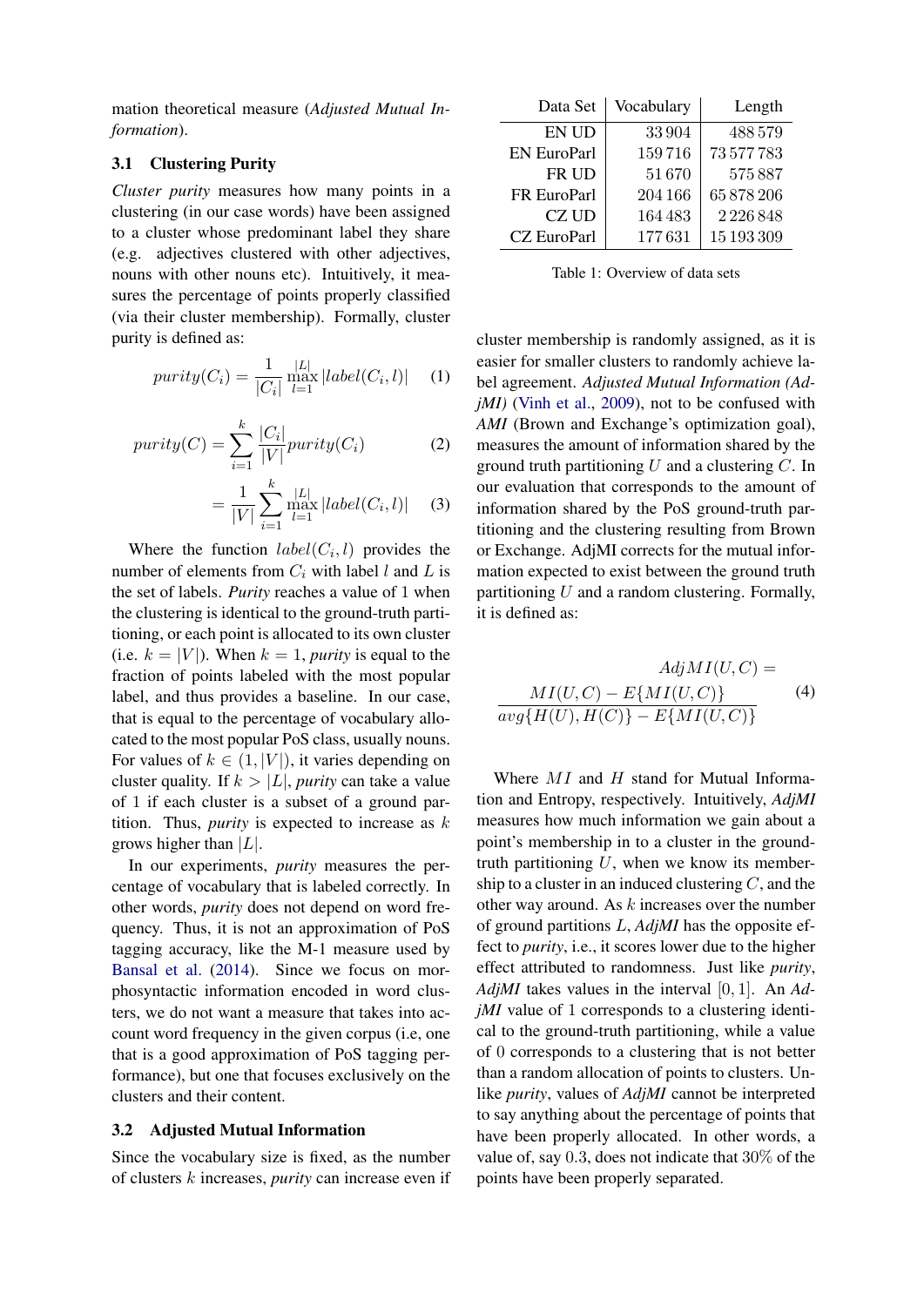mation theoretical measure (*Adjusted Mutual Information*).

### 3.1 Clustering Purity

*Cluster purity* measures how many points in a clustering (in our case words) have been assigned to a cluster whose predominant label they share (e.g. adjectives clustered with other adjectives, nouns with other nouns etc). Intuitively, it measures the percentage of points properly classified (via their cluster membership). Formally, cluster purity is defined as:

$$purity(C_i) = \frac{1}{|C_i|} \max_{l=1}^{|L|} |label(C_i, l)| \quad (1)$$

$$purity(C) = \sum_{i=1}^{k} \frac{|C_i|}{|V|} purity(C_i) \quad (2)$$

$$= \frac{1}{|V|} \sum_{i=1}^{k} \max_{l=1}^{|L|} |label(C_i, l)| \quad (3)$$

Where the function $label(C_i, l)$ provides the number of elements from $C_i$ with label $l$ and $L$ is the set of labels. *Purity* reaches a value of 1 when the clustering is identical to the ground-truth partitioning, or each point is allocated to its own cluster (i.e. $k = |V|$). When $k = 1$, *purity* is equal to the fraction of points labeled with the most popular label, and thus provides a baseline. In our case, that is equal to the percentage of vocabulary allocated to the most popular PoS class, usually nouns. For values of $k \in (1, |V|)$, it varies depending on cluster quality. If $k > |L|$, *purity* can take a value of 1 if each cluster is a subset of a ground partition. Thus, *purity* is expected to increase as $k$ grows higher than $|L|$.

In our experiments, *purity* measures the percentage of vocabulary that is labeled correctly. In other words, *purity* does not depend on word frequency. Thus, it is not an approximation of PoS tagging accuracy, like the M-1 measure used by Bansal et al. (2014). Since we focus on morphosyntactic information encoded in word clusters, we do not want a measure that takes into account word frequency in the given corpus (i.e, one that is a good approximation of PoS tagging performance), but one that focuses exclusively on the clusters and their content.

### 3.2 Adjusted Mutual Information

Since the vocabulary size is fixed, as the number of clusters $k$ increases, *purity* can increase even if

| Data Set | Vocabulary | Length |
|---|---|---|
| EN UD | 33 904 | 488 579 |
| EN EuroParl | 159 716 | 73 577 783 |
| FR UD | 51 670 | 575 887 |
| FR EuroParl | 204 166 | 65 878 206 |
| CZ UD | 164 483 | 2 226 848 |
| CZ EuroParl | 177 631 | 15 193 309 |

Table 1: Overview of data sets

cluster membership is randomly assigned, as it is easier for smaller clusters to randomly achieve label agreement. *Adjusted Mutual Information (AdjMI)* (Vinh et al., 2009), not to be confused with *AMI* (Brown and Exchange's optimization goal), measures the amount of information shared by the ground truth partitioning $U$ and a clustering $C$. In our evaluation that corresponds to the amount of information shared by the PoS ground-truth partitioning and the clustering resulting from Brown or Exchange. AdjMI corrects for the mutual information expected to exist between the ground truth partitioning $U$ and a random clustering. Formally, it is defined as:

$$AdjMI(U, C) = \frac{MI(U, C) - E\{MI(U, C)\}}{avg\{H(U), H(C)\} - E\{MI(U, C)\}} \quad (4)$$

Where $MI$ and $H$ stand for Mutual Information and Entropy, respectively. Intuitively, *AdjMI* measures how much information we gain about a point's membership in to a cluster in the ground-truth partitioning $U$, when we know its membership to a cluster in an induced clustering $C$, and the other way around. As $k$ increases over the number of ground partitions $L$, *AdjMI* has the opposite effect to *purity*, i.e., it scores lower due to the higher effect attributed to randomness. Just like *purity*, *AdjMI* takes values in the interval $[0, 1]$. An *AdjMI* value of 1 corresponds to a clustering identical to the ground-truth partitioning, while a value of 0 corresponds to a clustering that is not better than a random allocation of points to clusters. Unlike *purity*, values of *AdjMI* cannot be interpreted to say anything about the percentage of points that have been properly allocated. In other words, a value of, say 0.3, does not indicate that 30% of the points have been properly separated.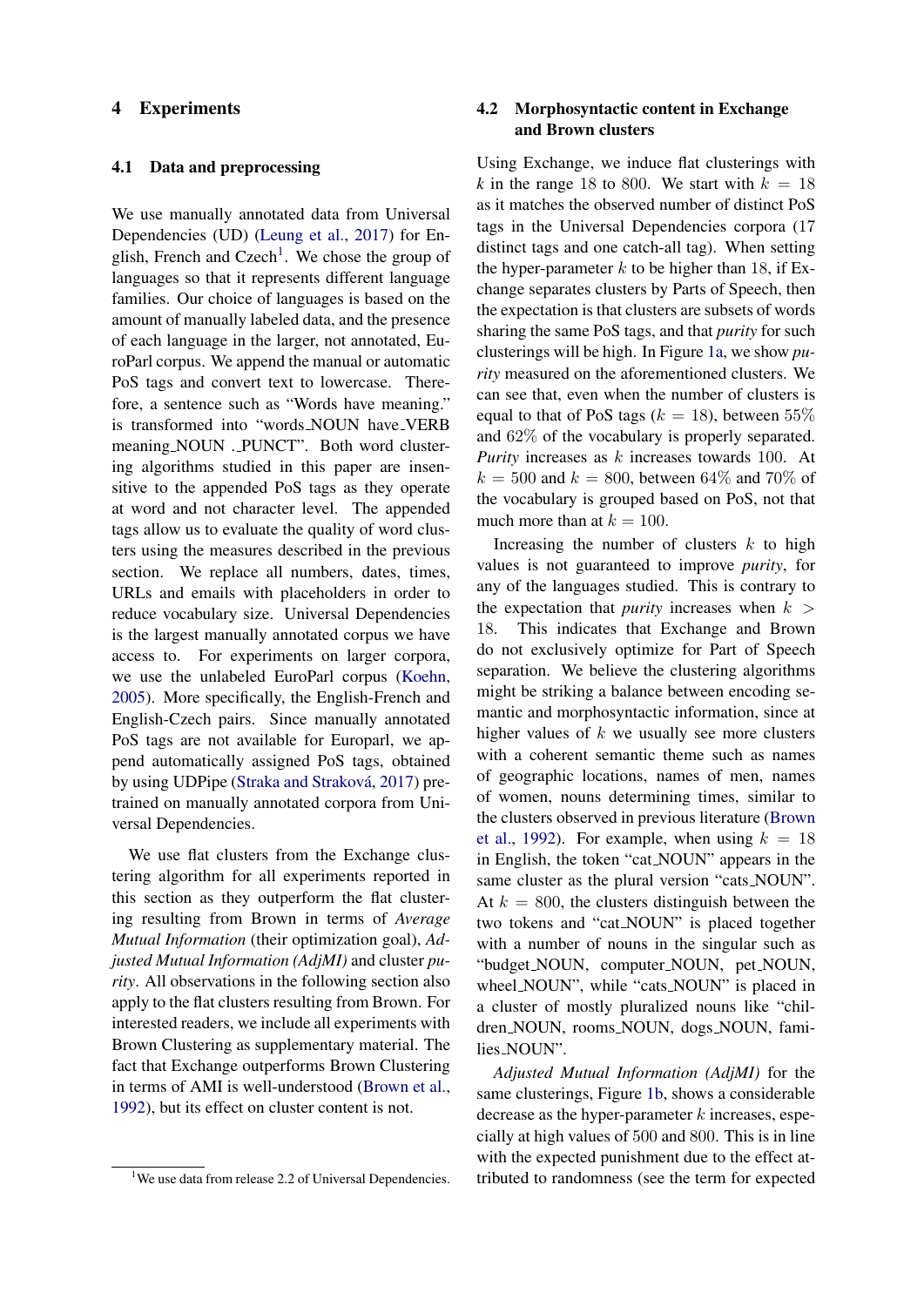# 4 Experiments

## 4.1 Data and preprocessing

We use manually annotated data from Universal Dependencies (UD) (Leung et al., 2017) for English, French and Czech[1]. We chose the group of languages so that it represents different language families. Our choice of languages is based on the amount of manually labeled data, and the presence of each language in the larger, not annotated, EuroParl corpus. We append the manual or automatic PoS tags and convert text to lowercase. Therefore, a sentence such as "Words have meaning." is transformed into "words_NOUN have_VERB meaning_NOUN ._PUNCT". Both word clustering algorithms studied in this paper are insensitive to the appended PoS tags as they operate at word and not character level. The appended tags allow us to evaluate the quality of word clusters using the measures described in the previous section. We replace all numbers, dates, times, URLs and emails with placeholders in order to reduce vocabulary size. Universal Dependencies is the largest manually annotated corpus we have access to. For experiments on larger corpora, we use the unlabeled EuroParl corpus (Koehn, 2005). More specifically, the English-French and English-Czech pairs. Since manually annotated PoS tags are not available for Europarl, we append automatically assigned PoS tags, obtained by using UDPipe (Straka and Straková, 2017) pretrained on manually annotated corpora from Universal Dependencies.

We use flat clusters from the Exchange clustering algorithm for all experiments reported in this section as they outperform the flat clustering resulting from Brown in terms of *Average Mutual Information* (their optimization goal), *Adjusted Mutual Information (AdjMI)* and cluster *purity*. All observations in the following section also apply to the flat clusters resulting from Brown. For interested readers, we include all experiments with Brown Clustering as supplementary material. The fact that Exchange outperforms Brown Clustering in terms of AMI is well-understood (Brown et al., 1992), but its effect on cluster content is not.

[1] We use data from release 2.2 of Universal Dependencies.

## 4.2 Morphosyntactic content in Exchange and Brown clusters

Using Exchange, we induce flat clusterings with $k$ in the range 18 to 800. We start with $k = 18$ as it matches the observed number of distinct PoS tags in the Universal Dependencies corpora (17 distinct tags and one catch-all tag). When setting the hyper-parameter $k$ to be higher than 18, if Exchange separates clusters by Parts of Speech, then the expectation is that clusters are subsets of words sharing the same PoS tags, and that *purity* for such clusterings will be high. In Figure 1a, we show *purity* measured on the aforementioned clusters. We can see that, even when the number of clusters is equal to that of PoS tags ($k = 18$), between $55\%$ and $62\%$ of the vocabulary is properly separated. *Purity* increases as $k$ increases towards 100. At $k = 500$ and $k = 800$, between $64\%$ and $70\%$ of the vocabulary is grouped based on PoS, not that much more than at $k = 100$.

Increasing the number of clusters $k$ to high values is not guaranteed to improve *purity*, for any of the languages studied. This is contrary to the expectation that *purity* increases when $k > 18$. This indicates that Exchange and Brown do not exclusively optimize for Part of Speech separation. We believe the clustering algorithms might be striking a balance between encoding semantic and morphosyntactic information, since at higher values of $k$ we usually see more clusters with a coherent semantic theme such as names of geographic locations, names of men, names of women, nouns determining times, similar to the clusters observed in previous literature (Brown et al., 1992). For example, when using $k = 18$ in English, the token "cat_NOUN" appears in the same cluster as the plural version "cats_NOUN". At $k = 800$, the clusters distinguish between the two tokens and "cat_NOUN" is placed together with a number of nouns in the singular such as "budget_NOUN, computer_NOUN, pet_NOUN, wheel_NOUN", while "cats_NOUN" is placed in a cluster of mostly pluralized nouns like "children_NOUN, rooms_NOUN, dogs_NOUN, families_NOUN".

*Adjusted Mutual Information (AdjMI)* for the same clusterings, Figure 1b, shows a considerable decrease as the hyper-parameter $k$ increases, especially at high values of 500 and 800. This is in line with the expected punishment due to the effect attributed to randomness (see the term for expected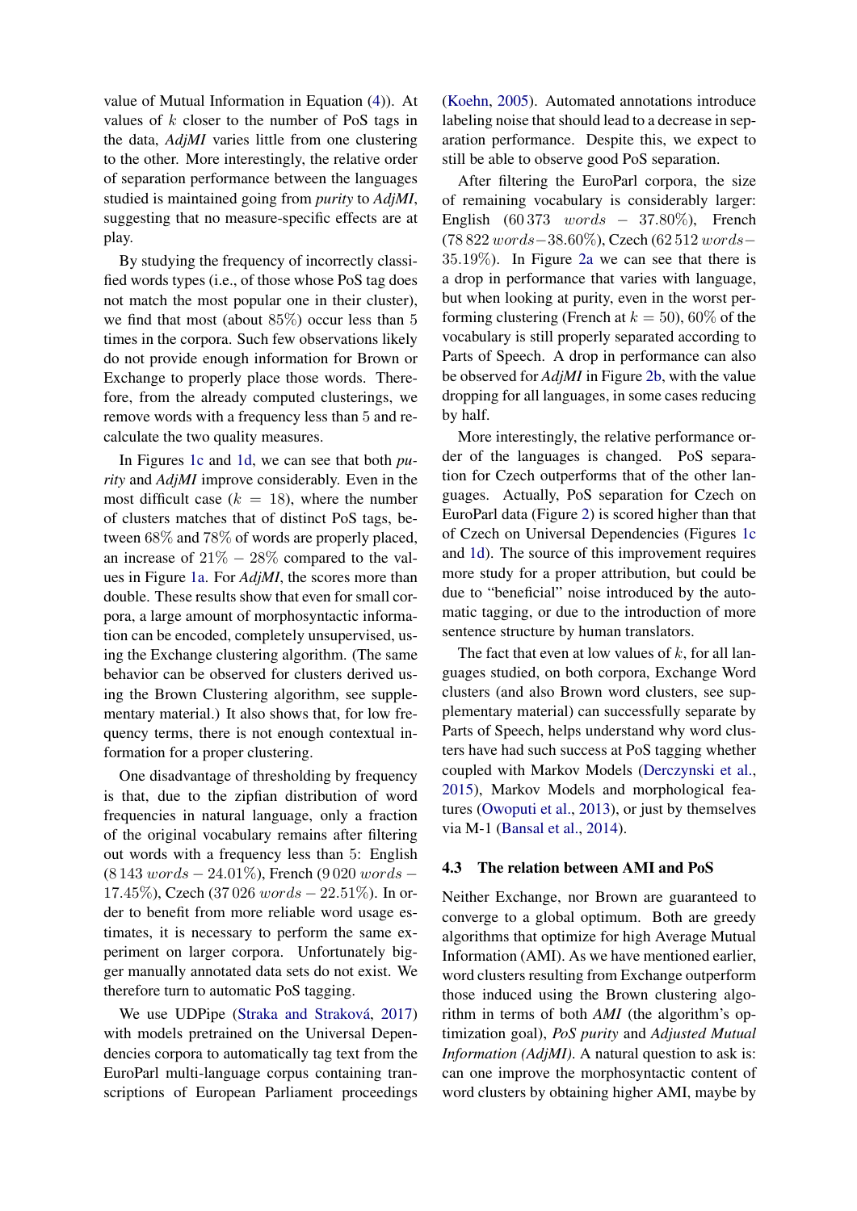value of Mutual Information in Equation (4)). At values of $k$ closer to the number of PoS tags in the data, *AdjMI* varies little from one clustering to the other. More interestingly, the relative order of separation performance between the languages studied is maintained going from *purity* to *AdjMI*, suggesting that no measure-specific effects are at play.

By studying the frequency of incorrectly classified words types (i.e., of those whose PoS tag does not match the most popular one in their cluster), we find that most (about $85\%$) occur less than 5 times in the corpora. Such few observations likely do not provide enough information for Brown or Exchange to properly place those words. Therefore, from the already computed clusterings, we remove words with a frequency less than 5 and recalculate the two quality measures.

In Figures 1c and 1d, we can see that both *purity* and *AdjMI* improve considerably. Even in the most difficult case ($k = 18$), where the number of clusters matches that of distinct PoS tags, between $68\%$ and $78\%$ of words are properly placed, an increase of $21\% - 28\%$ compared to the values in Figure 1a. For *AdjMI*, the scores more than double. These results show that even for small corpora, a large amount of morphosyntactic information can be encoded, completely unsupervised, using the Exchange clustering algorithm. (The same behavior can be observed for clusters derived using the Brown Clustering algorithm, see supplementary material.) It also shows that, for low frequency terms, there is not enough contextual information for a proper clustering.

One disadvantage of thresholding by frequency is that, due to the zipfian distribution of word frequencies in natural language, only a fraction of the original vocabulary remains after filtering out words with a frequency less than 5: English ($8\,143\ words - 24.01\%$), French ($9\,020\ words - 17.45\%$), Czech ($37\,026\ words - 22.51\%$). In order to benefit from more reliable word usage estimates, it is necessary to perform the same experiment on larger corpora. Unfortunately bigger manually annotated data sets do not exist. We therefore turn to automatic PoS tagging.

We use UDPipe (Straka and Straková, 2017) with models pretrained on the Universal Dependencies corpora to automatically tag text from the EuroParl multi-language corpus containing transcriptions of European Parliament proceedings (Koehn, 2005). Automated annotations introduce labeling noise that should lead to a decrease in separation performance. Despite this, we expect to still be able to observe good PoS separation.

After filtering the EuroParl corpora, the size of remaining vocabulary is considerably larger: English ($60\,373\ words - 37.80\%$), French ($78\,822\ words - 38.60\%$), Czech ($62\,512\ words - 35.19\%$). In Figure 2a we can see that there is a drop in performance that varies with language, but when looking at purity, even in the worst performing clustering (French at $k = 50$), $60\%$ of the vocabulary is still properly separated according to Parts of Speech. A drop in performance can also be observed for *AdjMI* in Figure 2b, with the value dropping for all languages, in some cases reducing by half.

More interestingly, the relative performance order of the languages is changed. PoS separation for Czech outperforms that of the other languages. Actually, PoS separation for Czech on EuroParl data (Figure 2) is scored higher than that of Czech on Universal Dependencies (Figures 1c and 1d). The source of this improvement requires more study for a proper attribution, but could be due to "beneficial" noise introduced by the automatic tagging, or due to the introduction of more sentence structure by human translators.

The fact that even at low values of $k$, for all languages studied, on both corpora, Exchange Word clusters (and also Brown word clusters, see supplementary material) can successfully separate by Parts of Speech, helps understand why word clusters have had such success at PoS tagging whether coupled with Markov Models (Derczynski et al., 2015), Markov Models and morphological features (Owoputi et al., 2013), or just by themselves via M-1 (Bansal et al., 2014).

### 4.3 The relation between AMI and PoS

Neither Exchange, nor Brown are guaranteed to converge to a global optimum. Both are greedy algorithms that optimize for high Average Mutual Information (AMI). As we have mentioned earlier, word clusters resulting from Exchange outperform those induced using the Brown clustering algorithm in terms of both *AMI* (the algorithm's optimization goal), *PoS purity* and *Adjusted Mutual Information (AdjMI)*. A natural question to ask is: can one improve the morphosyntactic content of word clusters by obtaining higher AMI, maybe by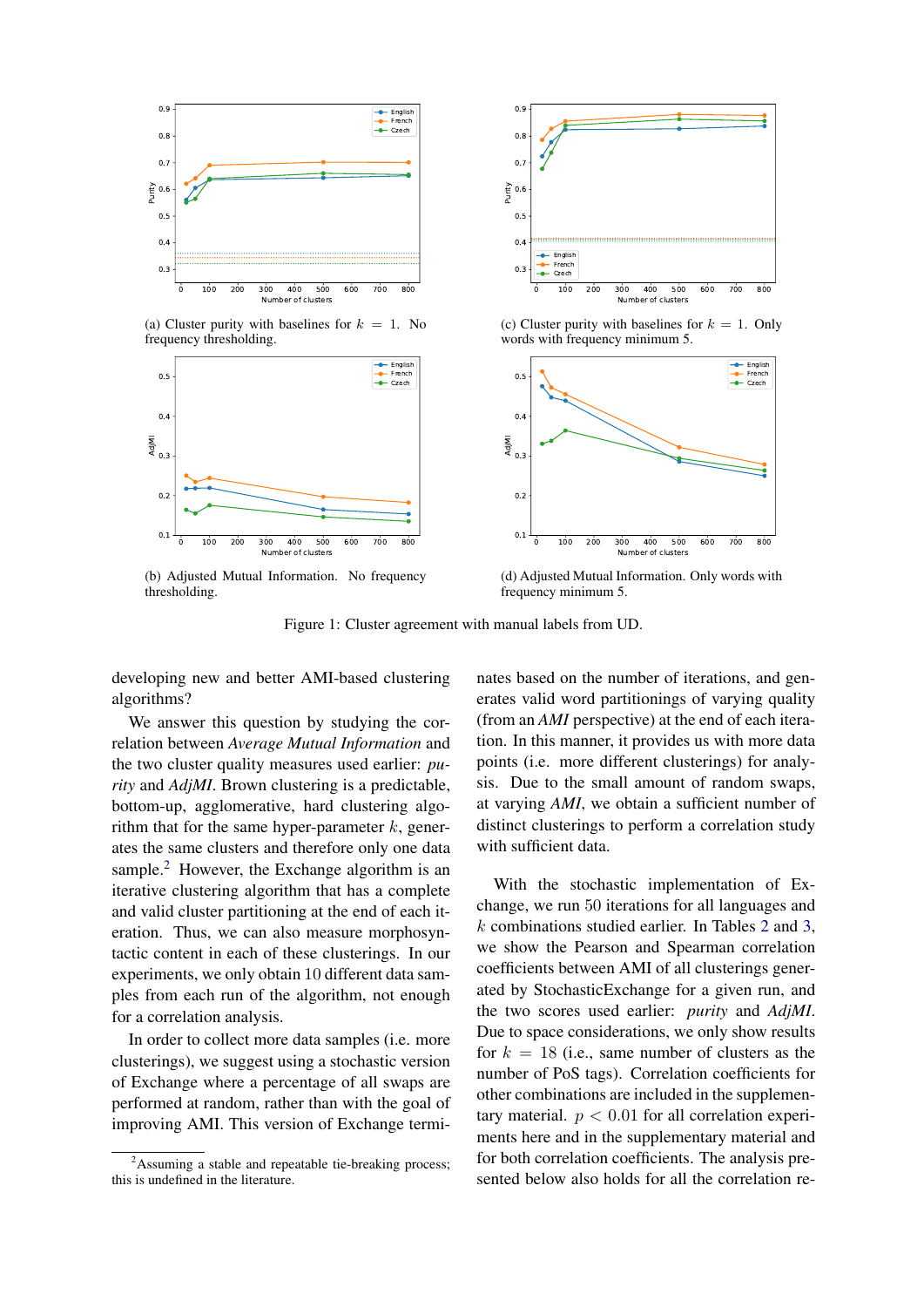(a) Cluster purity with baselines for $k = 1$. No frequency thresholding.

(c) Cluster purity with baselines for $k = 1$. Only words with frequency minimum 5.

(b) Adjusted Mutual Information. No frequency thresholding.

(d) Adjusted Mutual Information. Only words with frequency minimum 5.

Figure 1: Cluster agreement with manual labels from UD.

developing new and better AMI-based clustering algorithms?

We answer this question by studying the correlation between *Average Mutual Information* and the two cluster quality measures used earlier: *purity* and *AdjMI*. Brown clustering is a predictable, bottom-up, agglomerative, hard clustering algorithm that for the same hyper-parameter $k$, generates the same clusters and therefore only one data sample.[2] However, the Exchange algorithm is an iterative clustering algorithm that has a complete and valid cluster partitioning at the end of each iteration. Thus, we can also measure morphosyntactic content in each of these clusterings. In our experiments, we only obtain 10 different data samples from each run of the algorithm, not enough for a correlation analysis.

In order to collect more data samples (i.e. more clusterings), we suggest using a stochastic version of Exchange where a percentage of all swaps are performed at random, rather than with the goal of improving AMI. This version of Exchange terminates based on the number of iterations, and generates valid word partitionings of varying quality (from an *AMI* perspective) at the end of each iteration. In this manner, it provides us with more data points (i.e. more different clusterings) for analysis. Due to the small amount of random swaps, at varying *AMI*, we obtain a sufficient number of distinct clusterings to perform a correlation study with sufficient data.

With the stochastic implementation of Exchange, we run 50 iterations for all languages and $k$ combinations studied earlier. In Tables 2 and 3, we show the Pearson and Spearman correlation coefficients between AMI of all clusterings generated by StochasticExchange for a given run, and the two scores used earlier: *purity* and *AdjMI*. Due to space considerations, we only show results for $k = 18$ (i.e., same number of clusters as the number of PoS tags). Correlation coefficients for other combinations are included in the supplementary material. $p < 0.01$ for all correlation experiments here and in the supplementary material and for both correlation coefficients. The analysis presented below also holds for all the correlation re-

[2] Assuming a stable and repeatable tie-breaking process; this is undefined in the literature.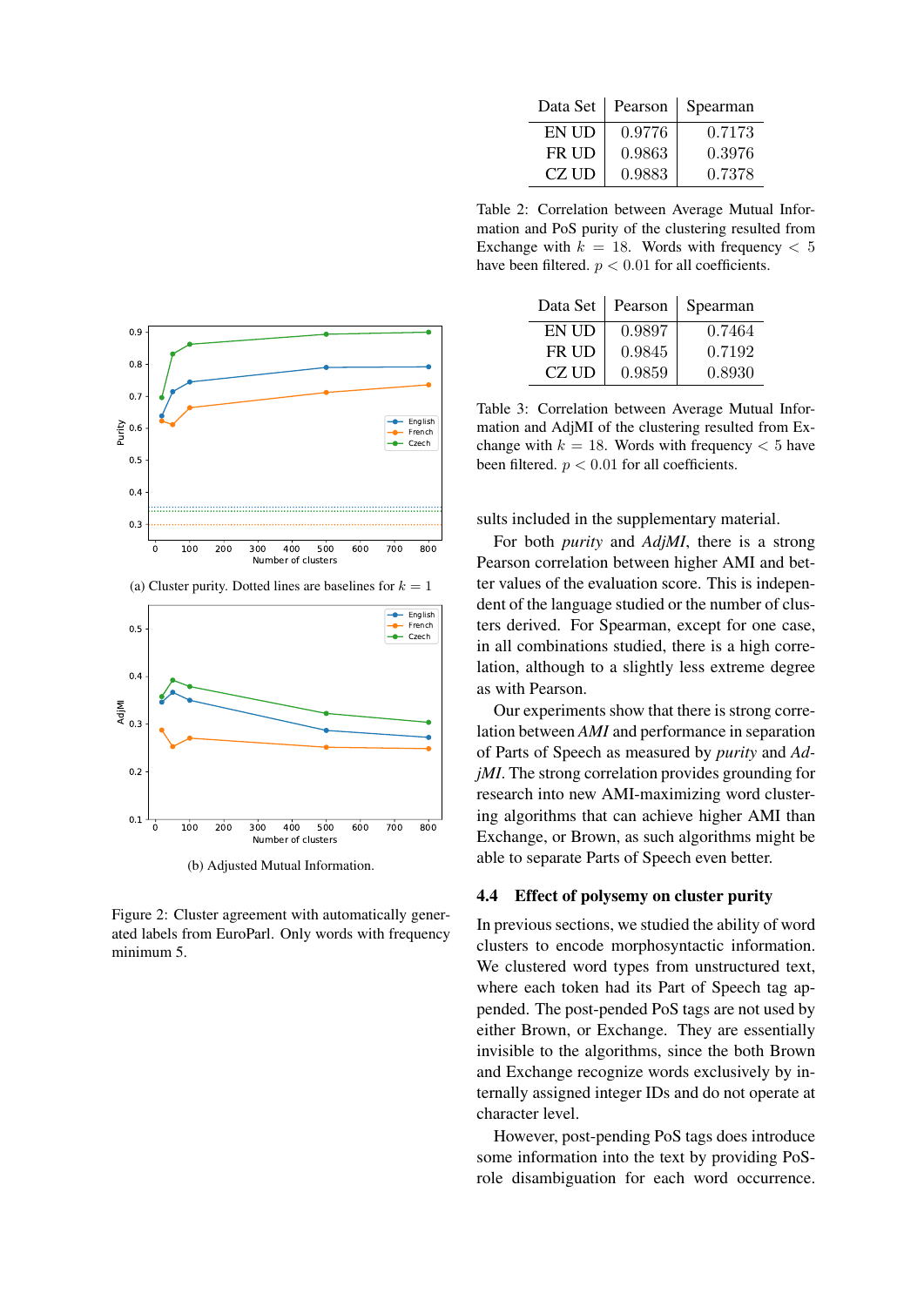| Data Set | Pearson | Spearman |
|---|---|---|
| EN UD | 0.9776 | 0.7173 |
| FR UD | 0.9863 | 0.3976 |
| CZ UD | 0.9883 | 0.7378 |

Table 2: Correlation between Average Mutual Information and PoS purity of the clustering resulted from Exchange with $k = 18$. Words with frequency $< 5$ have been filtered. $p < 0.01$ for all coefficients.

| Data Set | Pearson | Spearman |
|---|---|---|
| EN UD | 0.9897 | 0.7464 |
| FR UD | 0.9845 | 0.7192 |
| CZ UD | 0.9859 | 0.8930 |

Table 3: Correlation between Average Mutual Information and AdjMI of the clustering resulted from Exchange with $k = 18$. Words with frequency $< 5$ have been filtered. $p < 0.01$ for all coefficients.

(a) Cluster purity. Dotted lines are baselines for $k = 1$

(b) Adjusted Mutual Information.

Figure 2: Cluster agreement with automatically generated labels from EuroParl. Only words with frequency minimum 5.

sults included in the supplementary material.

For both *purity* and *AdjMI*, there is a strong Pearson correlation between higher AMI and better values of the evaluation score. This is independent of the language studied or the number of clusters derived. For Spearman, except for one case, in all combinations studied, there is a high correlation, although to a slightly less extreme degree as with Pearson.

Our experiments show that there is strong correlation between *AMI* and performance in separation of Parts of Speech as measured by *purity* and *AdjMI*. The strong correlation provides grounding for research into new AMI-maximizing word clustering algorithms that can achieve higher AMI than Exchange, or Brown, as such algorithms might be able to separate Parts of Speech even better.

### 4.4 Effect of polysemy on cluster purity

In previous sections, we studied the ability of word clusters to encode morphosyntactic information. We clustered word types from unstructured text, where each token had its Part of Speech tag appended. The post-pended PoS tags are not used by either Brown, or Exchange. They are essentially invisible to the algorithms, since the both Brown and Exchange recognize words exclusively by internally assigned integer IDs and do not operate at character level.

However, post-pending PoS tags does introduce some information into the text by providing PoS-role disambiguation for each word occurrence.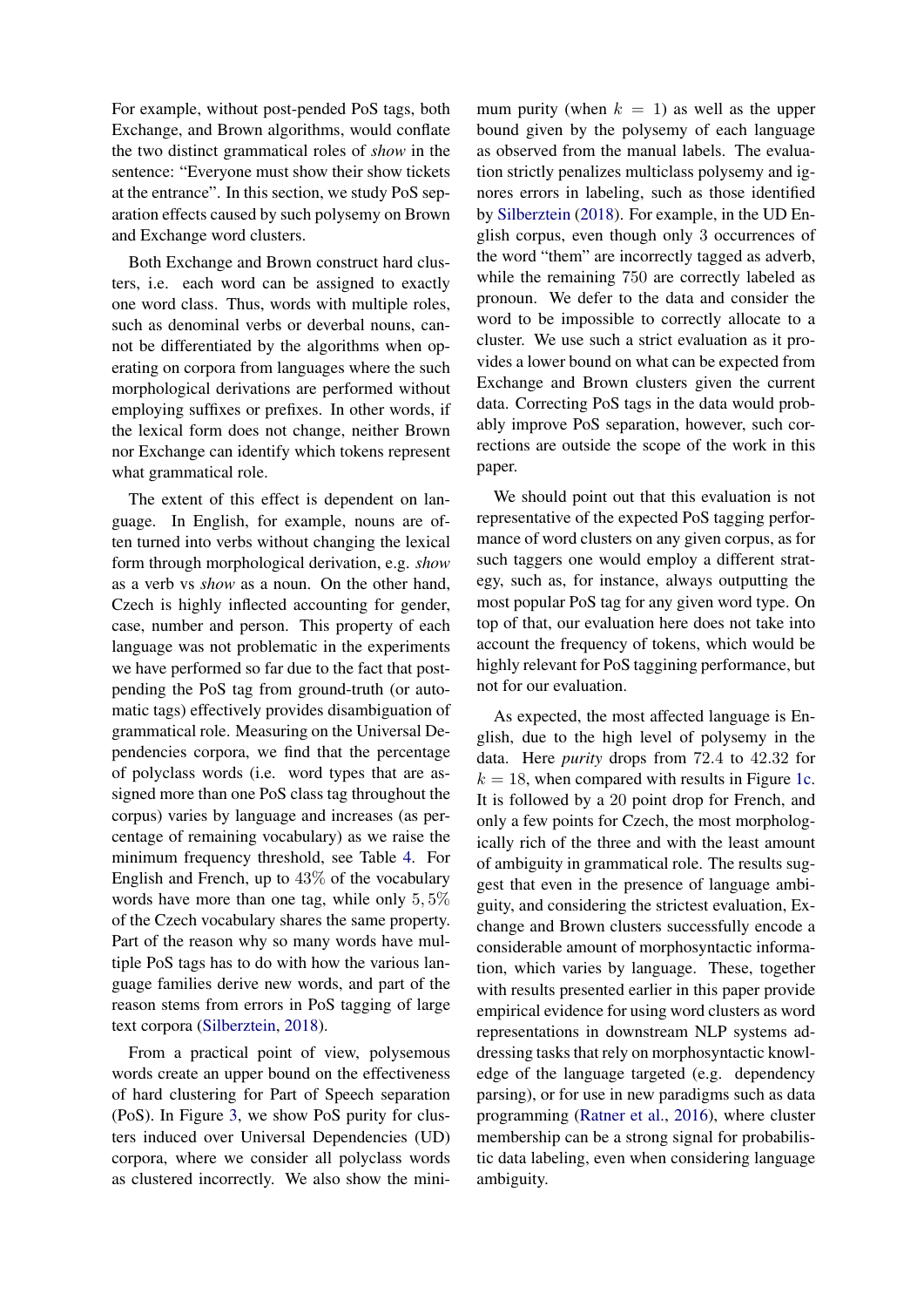For example, without post-pended PoS tags, both Exchange, and Brown algorithms, would conflate the two distinct grammatical roles of *show* in the sentence: "Everyone must show their show tickets at the entrance". In this section, we study PoS separation effects caused by such polysemy on Brown and Exchange word clusters.

Both Exchange and Brown construct hard clusters, i.e. each word can be assigned to exactly one word class. Thus, words with multiple roles, such as denominal verbs or deverbal nouns, cannot be differentiated by the algorithms when operating on corpora from languages where the such morphological derivations are performed without employing suffixes or prefixes. In other words, if the lexical form does not change, neither Brown nor Exchange can identify which tokens represent what grammatical role.

The extent of this effect is dependent on language. In English, for example, nouns are often turned into verbs without changing the lexical form through morphological derivation, e.g. *show* as a verb vs *show* as a noun. On the other hand, Czech is highly inflected accounting for gender, case, number and person. This property of each language was not problematic in the experiments we have performed so far due to the fact that post-pending the PoS tag from ground-truth (or automatic tags) effectively provides disambiguation of grammatical role. Measuring on the Universal Dependencies corpora, we find that the percentage of polyclass words (i.e. word types that are assigned more than one PoS class tag throughout the corpus) varies by language and increases (as percentage of remaining vocabulary) as we raise the minimum frequency threshold, see Table 4. For English and French, up to $43\%$ of the vocabulary words have more than one tag, while only $5,5\%$ of the Czech vocabulary shares the same property. Part of the reason why so many words have multiple PoS tags has to do with how the various language families derive new words, and part of the reason stems from errors in PoS tagging of large text corpora (Silberztein, 2018).

From a practical point of view, polysemous words create an upper bound on the effectiveness of hard clustering for Part of Speech separation (PoS). In Figure 3, we show PoS purity for clusters induced over Universal Dependencies (UD) corpora, where we consider all polyclass words as clustered incorrectly. We also show the minimum purity (when $k = 1$) as well as the upper bound given by the polysemy of each language as observed from the manual labels. The evaluation strictly penalizes multiclass polysemy and ignores errors in labeling, such as those identified by Silberztein (2018). For example, in the UD English corpus, even though only 3 occurrences of the word "them" are incorrectly tagged as adverb, while the remaining 750 are correctly labeled as pronoun. We defer to the data and consider the word to be impossible to correctly allocate to a cluster. We use such a strict evaluation as it provides a lower bound on what can be expected from Exchange and Brown clusters given the current data. Correcting PoS tags in the data would probably improve PoS separation, however, such corrections are outside the scope of the work in this paper.

We should point out that this evaluation is not representative of the expected PoS tagging performance of word clusters on any given corpus, as for such taggers one would employ a different strategy, such as, for instance, always outputting the most popular PoS tag for any given word type. On top of that, our evaluation here does not take into account the frequency of tokens, which would be highly relevant for PoS taggining performance, but not for our evaluation.

As expected, the most affected language is English, due to the high level of polysemy in the data. Here *purity* drops from $72.4$ to $42.32$ for $k = 18$, when compared with results in Figure 1c. It is followed by a 20 point drop for French, and only a few points for Czech, the most morphologically rich of the three and with the least amount of ambiguity in grammatical role. The results suggest that even in the presence of language ambiguity, and considering the strictest evaluation, Exchange and Brown clusters successfully encode a considerable amount of morphosyntactic information, which varies by language. These, together with results presented earlier in this paper provide empirical evidence for using word clusters as word representations in downstream NLP systems addressing tasks that rely on morphosyntactic knowledge of the language targeted (e.g. dependency parsing), or for use in new paradigms such as data programming (Ratner et al., 2016), where cluster membership can be a strong signal for probabilistic data labeling, even when considering language ambiguity.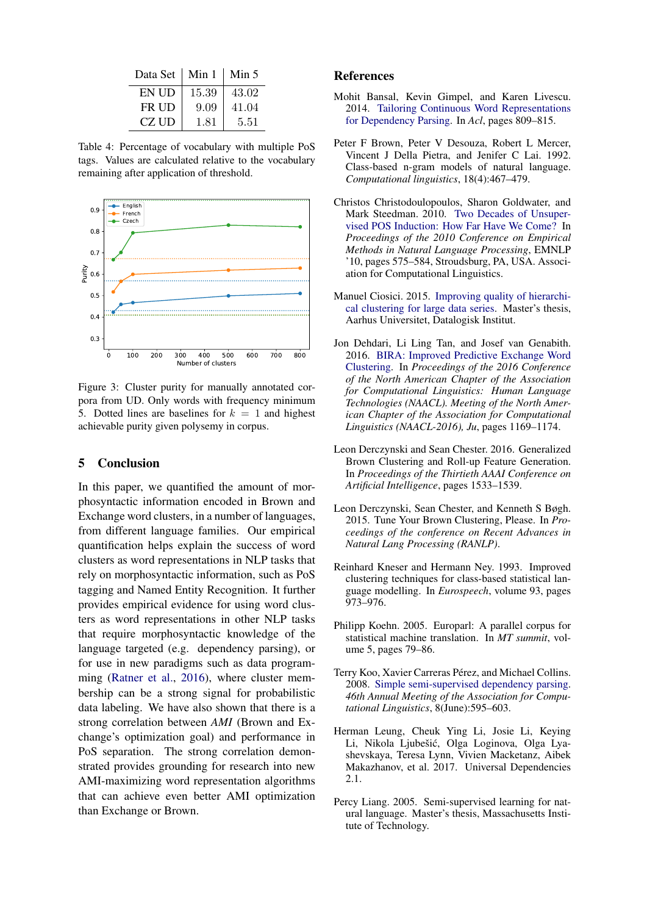| Data Set | Min 1 | Min 5 |
|---|---|---|
| EN UD | 15.39 | 43.02 |
| FR UD | 9.09 | 41.04 |
| CZ UD | 1.81 | 5.51 |

Table 4: Percentage of vocabulary with multiple PoS tags. Values are calculated relative to the vocabulary remaining after application of threshold.

Figure 3: Cluster purity for manually annotated corpora from UD. Only words with frequency minimum 5. Dotted lines are baselines for $k = 1$ and highest achievable purity given polysemy in corpus.

## 5 Conclusion

In this paper, we quantified the amount of morphosyntactic information encoded in Brown and Exchange word clusters, in a number of languages, from different language families. Our empirical quantification helps explain the success of word clusters as word representations in NLP tasks that rely on morphosyntactic information, such as PoS tagging and Named Entity Recognition. It further provides empirical evidence for using word clusters as word representations in other NLP tasks that require morphosyntactic knowledge of the language targeted (e.g. dependency parsing), or for use in new paradigms such as data programming (Ratner et al., 2016), where cluster membership can be a strong signal for probabilistic data labeling. We have also shown that there is a strong correlation between *AMI* (Brown and Exchange's optimization goal) and performance in PoS separation. The strong correlation demonstrated provides grounding for research into new AMI-maximizing word representation algorithms that can achieve even better AMI optimization than Exchange or Brown.

## References

Mohit Bansal, Kevin Gimpel, and Karen Livescu. 2014. Tailoring Continuous Word Representations for Dependency Parsing. In *Acl*, pages 809–815.

Peter F Brown, Peter V Desouza, Robert L Mercer, Vincent J Della Pietra, and Jenifer C Lai. 1992. Class-based n-gram models of natural language. *Computational linguistics*, 18(4):467–479.

Christos Christodoulopoulos, Sharon Goldwater, and Mark Steedman. 2010. Two Decades of Unsupervised POS Induction: How Far Have We Come? In *Proceedings of the 2010 Conference on Empirical Methods in Natural Language Processing*, EMNLP '10, pages 575–584, Stroudsburg, PA, USA. Association for Computational Linguistics.

Manuel Ciosici. 2015. Improving quality of hierarchical clustering for large data series. Master's thesis, Aarhus Universitet, Datalogisk Institut.

Jon Dehdari, Li Ling Tan, and Josef van Genabith. 2016. BIRA: Improved Predictive Exchange Word Clustering. In *Proceedings of the 2016 Conference of the North American Chapter of the Association for Computational Linguistics: Human Language Technologies (NAACL). Meeting of the North American Chapter of the Association for Computational Linguistics (NAACL-2016), Ju*, pages 1169–1174.

Leon Derczynski and Sean Chester. 2016. Generalized Brown Clustering and Roll-up Feature Generation. In *Proceedings of the Thirtieth AAAI Conference on Artificial Intelligence*, pages 1533–1539.

Leon Derczynski, Sean Chester, and Kenneth S Bøgh. 2015. Tune Your Brown Clustering, Please. In *Proceedings of the conference on Recent Advances in Natural Lang Processing (RANLP)*.

Reinhard Kneser and Hermann Ney. 1993. Improved clustering techniques for class-based statistical language modelling. In *Eurospeech*, volume 93, pages 973–976.

Philipp Koehn. 2005. Europarl: A parallel corpus for statistical machine translation. In *MT summit*, volume 5, pages 79–86.

Terry Koo, Xavier Carreras Pérez, and Michael Collins. 2008. Simple semi-supervised dependency parsing. *46th Annual Meeting of the Association for Computational Linguistics*, 8(June):595–603.

Herman Leung, Cheuk Ying Li, Josie Li, Keying Li, Nikola Ljubešić, Olga Loginova, Olga Lyashevskaya, Teresa Lynn, Vivien Macketanz, Aibek Makazhanov, et al. 2017. Universal Dependencies 2.1.

Percy Liang. 2005. Semi-supervised learning for natural language. Master's thesis, Massachusetts Institute of Technology.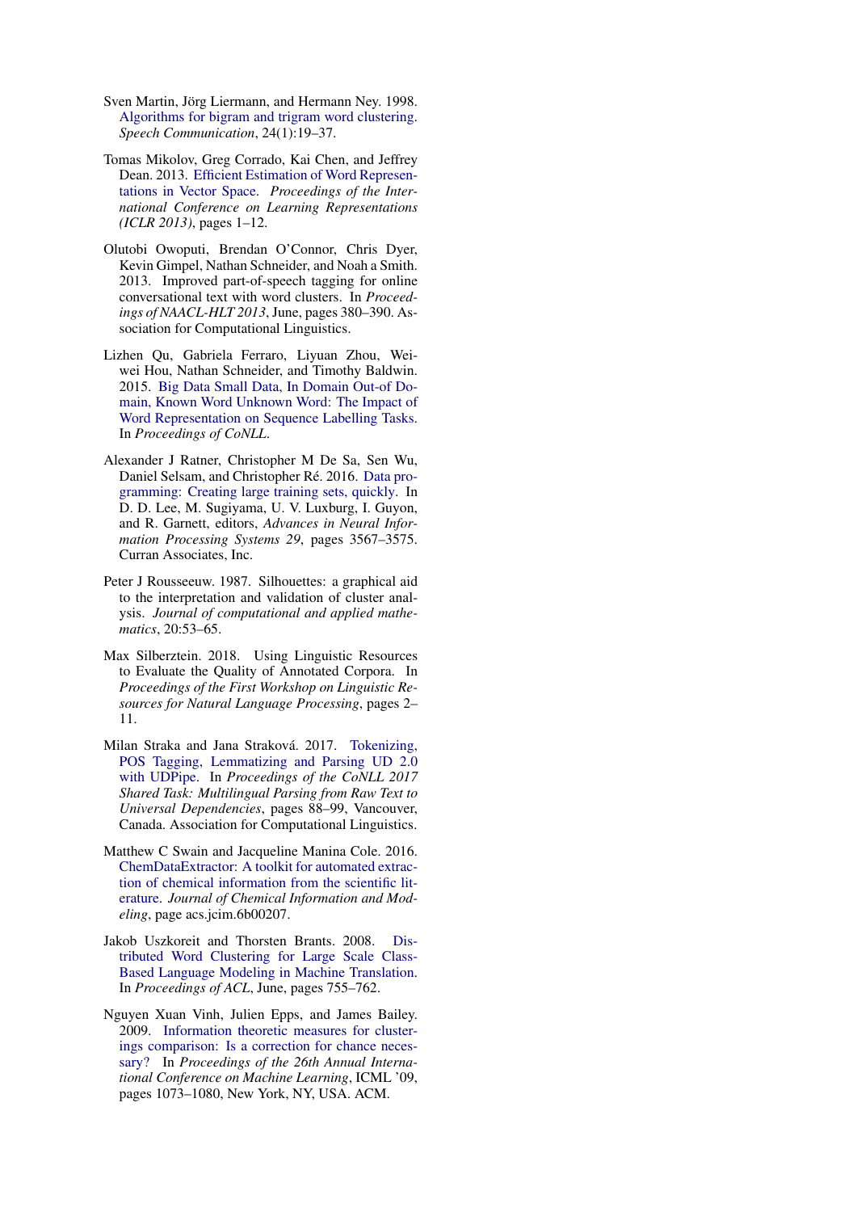Sven Martin, Jörg Liermann, and Hermann Ney. 1998. Algorithms for bigram and trigram word clustering. *Speech Communication*, 24(1):19–37.

Tomas Mikolov, Greg Corrado, Kai Chen, and Jeffrey Dean. 2013. Efficient Estimation of Word Representations in Vector Space. *Proceedings of the International Conference on Learning Representations (ICLR 2013)*, pages 1–12.

Olutobi Owoputi, Brendan O'Connor, Chris Dyer, Kevin Gimpel, Nathan Schneider, and Noah a Smith. 2013. Improved part-of-speech tagging for online conversational text with word clusters. In *Proceedings of NAACL-HLT 2013*, June, pages 380–390. Association for Computational Linguistics.

Lizhen Qu, Gabriela Ferraro, Liyuan Zhou, Weiwei Hou, Nathan Schneider, and Timothy Baldwin. 2015. Big Data Small Data, In Domain Out-of Domain, Known Word Unknown Word: The Impact of Word Representation on Sequence Labelling Tasks. In *Proceedings of CoNLL*.

Alexander J Ratner, Christopher M De Sa, Sen Wu, Daniel Selsam, and Christopher Ré. 2016. Data programming: Creating large training sets, quickly. In D. D. Lee, M. Sugiyama, U. V. Luxburg, I. Guyon, and R. Garnett, editors, *Advances in Neural Information Processing Systems 29*, pages 3567–3575. Curran Associates, Inc.

Peter J Rousseeuw. 1987. Silhouettes: a graphical aid to the interpretation and validation of cluster analysis. *Journal of computational and applied mathematics*, 20:53–65.

Max Silberztein. 2018. Using Linguistic Resources to Evaluate the Quality of Annotated Corpora. In *Proceedings of the First Workshop on Linguistic Resources for Natural Language Processing*, pages 2–11.

Milan Straka and Jana Straková. 2017. Tokenizing, POS Tagging, Lemmatizing and Parsing UD 2.0 with UDPipe. In *Proceedings of the CoNLL 2017 Shared Task: Multilingual Parsing from Raw Text to Universal Dependencies*, pages 88–99, Vancouver, Canada. Association for Computational Linguistics.

Matthew C Swain and Jacqueline Manina Cole. 2016. ChemDataExtractor: A toolkit for automated extraction of chemical information from the scientific literature. *Journal of Chemical Information and Modeling*, page acs.jcim.6b00207.

Jakob Uszkoreit and Thorsten Brants. 2008. Distributed Word Clustering for Large Scale Class-Based Language Modeling in Machine Translation. In *Proceedings of ACL*, June, pages 755–762.

Nguyen Xuan Vinh, Julien Epps, and James Bailey. 2009. Information theoretic measures for clusterings comparison: Is a correction for chance necessary? In *Proceedings of the 26th Annual International Conference on Machine Learning*, ICML '09, pages 1073–1080, New York, NY, USA. ACM.